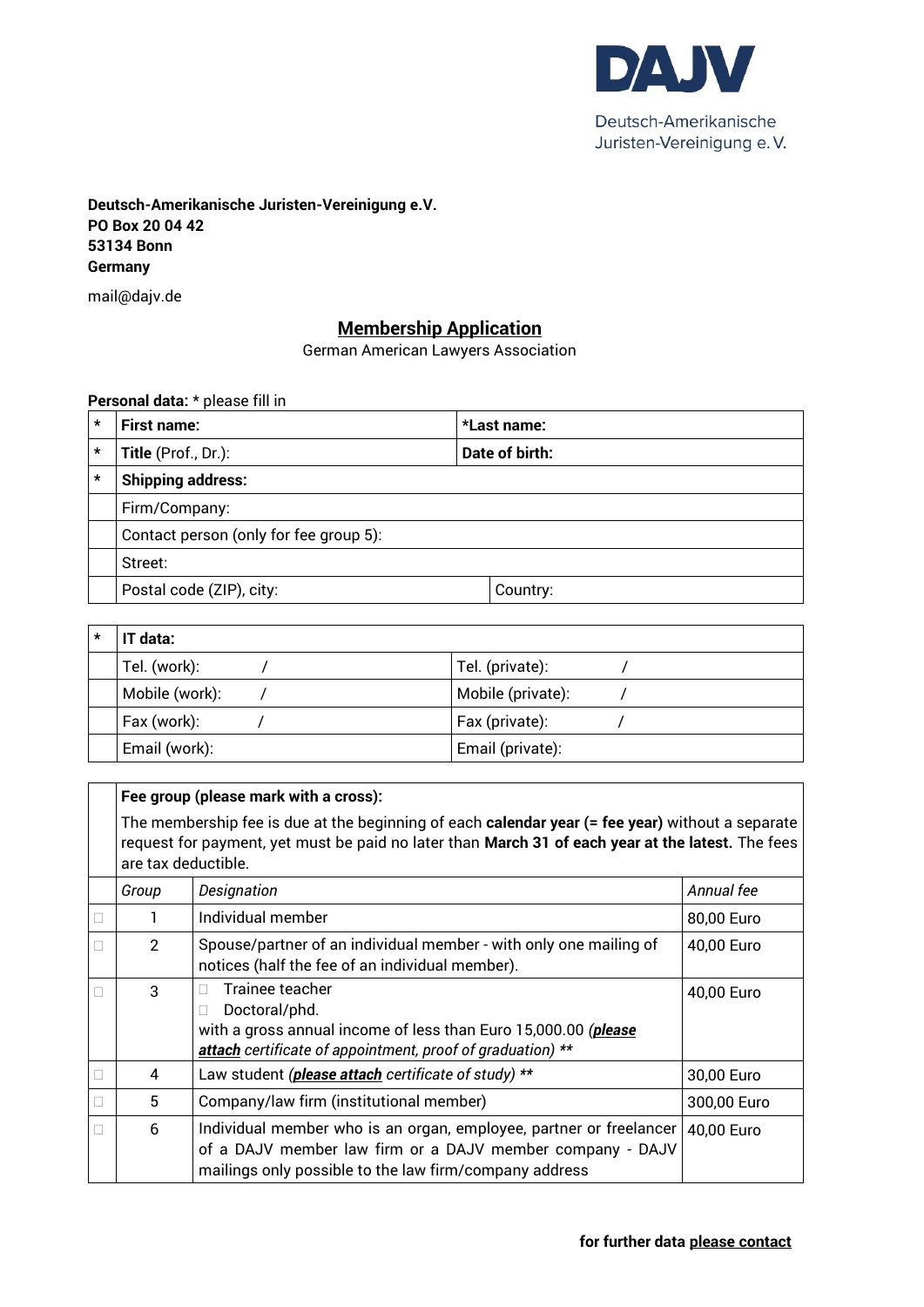DAJV

Deutsch-Amerikanische Juristen-Vereinigung e. V.

**Deutsch-Amerikanische Juristen-Vereinigung e.V.**
**PO Box 20 04 42**
**53134 Bonn**
**Germany**

mail@dajv.de

## Membership Application

German American Lawyers Association

**Personal data:** * please fill in

| * | **First name:** | **\*Last name:** |
|---|---|---|
| * | **Title** (Prof., Dr.): | **Date of birth:** |
| * | **Shipping address:** | |
| | Firm/Company: | |
| | Contact person (only for fee group 5): | |
| | Street: | |
| | Postal code (ZIP), city: | Country: |

| * | **IT data:** | |
|---|---|---|
| | Tel. (work): / | Tel. (private): / |
| | Mobile (work): / | Mobile (private): / |
| | Fax (work): / | Fax (private): / |
| | Email (work): | Email (private): |

**Fee group (please mark with a cross):**

The membership fee is due at the beginning of each **calendar year (= fee year)** without a separate request for payment, yet must be paid no later than **March 31 of each year at the latest.** The fees are tax deductible.

| | *Group* | *Designation* | *Annual fee* |
|---|---|---|---|
| ☐ | 1 | Individual member | 80,00 Euro |
| ☐ | 2 | Spouse/partner of an individual member - with only one mailing of notices (half the fee of an individual member). | 40,00 Euro |
| ☐ | 3 | ☐ Trainee teacher<br>☐ Doctoral/phd.<br>with a gross annual income of less than Euro 15,000.00 *(**please attach** certificate of appointment, proof of graduation) \*\** | 40,00 Euro |
| ☐ | 4 | Law student *(**please attach** certificate of study) \*\** | 30,00 Euro |
| ☐ | 5 | Company/law firm (institutional member) | 300,00 Euro |
| ☐ | 6 | Individual member who is an organ, employee, partner or freelancer of a DAJV member law firm or a DAJV member company - DAJV mailings only possible to the law firm/company address | 40,00 Euro |

**for further data please contact**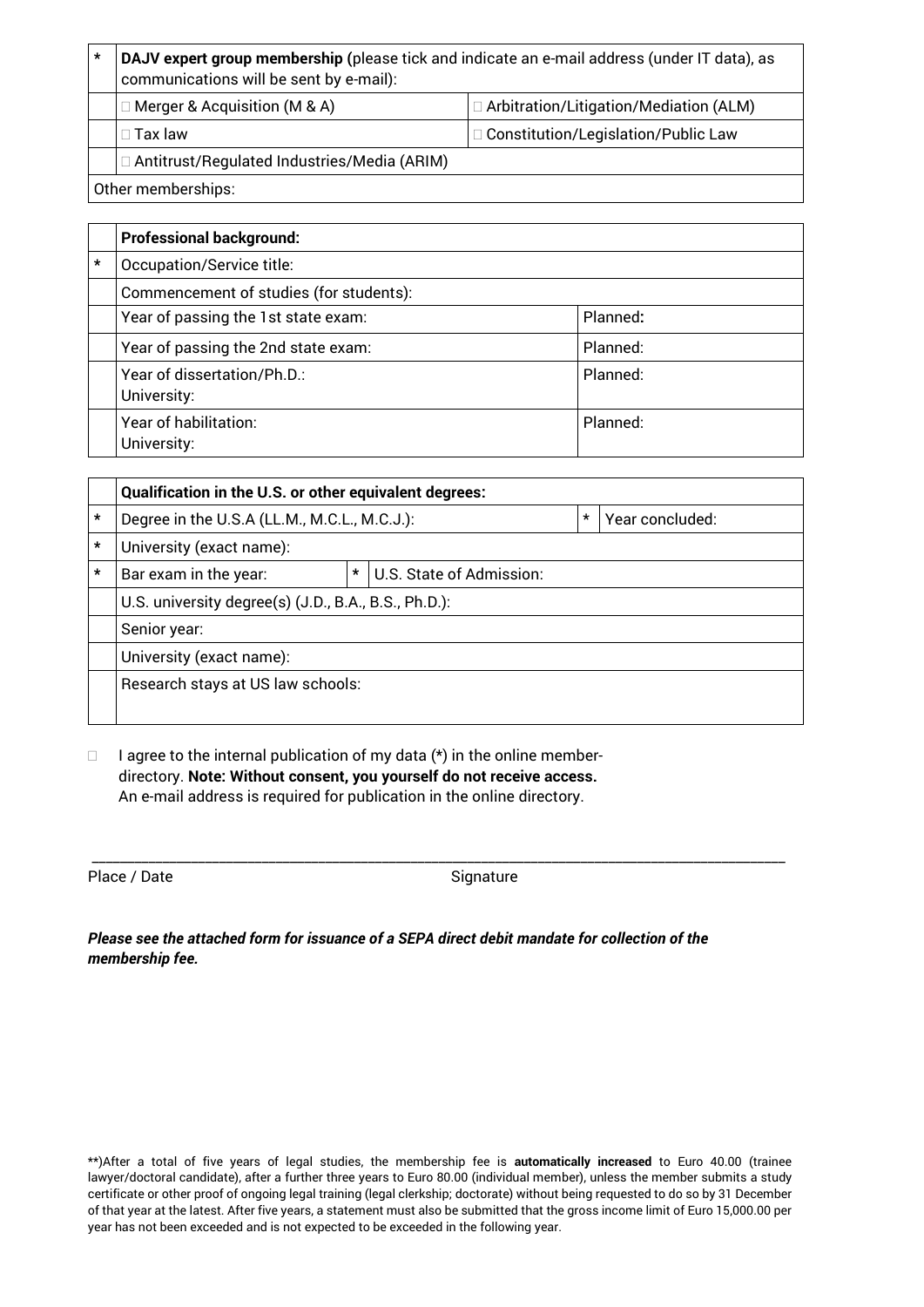| * | **DAJV expert group membership (**please tick and indicate an e-mail address (under IT data), as communications will be sent by e-mail): | |
|---|---|---|
| | □ Merger & Acquisition (M & A) | □ Arbitration/Litigation/Mediation (ALM) |
| | □ Tax law | □ Constitution/Legislation/Public Law |
| | □ Antitrust/Regulated Industries/Media (ARIM) | |
| Other memberships: | | |

| | **Professional background:** | |
|---|---|---|
| * | Occupation/Service title: | |
| | Commencement of studies (for students): | |
| | Year of passing the 1st state exam: | Planned**:** |
| | Year of passing the 2nd state exam: | Planned: |
| | Year of dissertation/Ph.D.:<br>University: | Planned: |
| | Year of habilitation:<br>University: | Planned: |

| | **Qualification in the U.S. or other equivalent degrees:** | | | | |
|---|---|---|---|---|---|
| * | Degree in the U.S.A (LL.M., M.C.L., M.C.J.): | | | * | Year concluded: |
| * | University (exact name): | | | | |
| * | Bar exam in the year: | * | U.S. State of Admission: | | |
| | U.S. university degree(s) (J.D., B.A., B.S., Ph.D.): | | | | |
| | Senior year: | | | | |
| | University (exact name): | | | | |
| | Research stays at US law schools: | | | | |

□ I agree to the internal publication of my data (*) in the online member-directory. **Note: Without consent, you yourself do not receive access.** An e-mail address is required for publication in the online directory.

\_\_\_\_\_\_\_\_\_\_\_\_\_\_\_\_\_\_\_\_\_\_\_\_\_\_\_\_\_\_\_\_\_\_\_\_\_\_\_\_\_\_\_\_\_\_\_\_\_\_\_\_\_\_\_\_\_\_\_\_\_\_\_\_\_\_\_\_\_\_\_\_\_\_\_\_

Place / Date Signature

***Please see the attached form for issuance of a SEPA direct debit mandate for collection of the membership fee.***

**)After a total of five years of legal studies, the membership fee is **automatically increased** to Euro 40.00 (trainee lawyer/doctoral candidate), after a further three years to Euro 80.00 (individual member), unless the member submits a study certificate or other proof of ongoing legal training (legal clerkship; doctorate) without being requested to do so by 31 December of that year at the latest. After five years, a statement must also be submitted that the gross income limit of Euro 15,000.00 per year has not been exceeded and is not expected to be exceeded in the following year.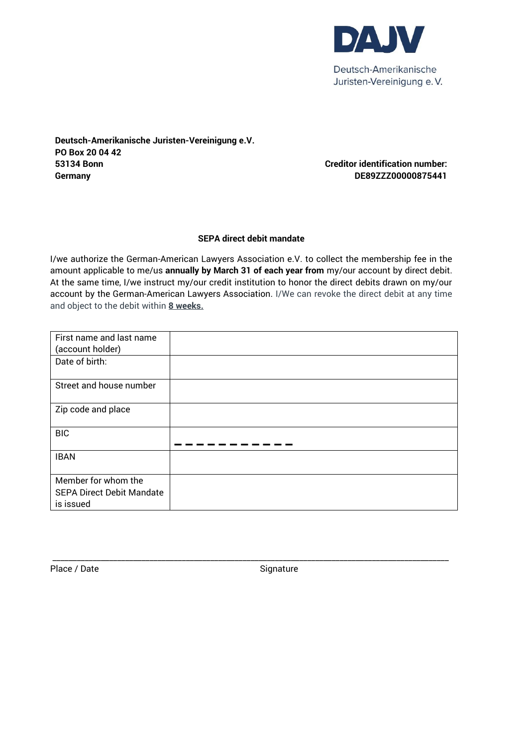DAJV

Deutsch-Amerikanische Juristen-Vereinigung e. V.

**Deutsch-Amerikanische Juristen-Vereinigung e.V.**
**PO Box 20 04 42**
**53134 Bonn**
**Germany**

**Creditor identification number:**
**DE89ZZZ00000875441**

**SEPA direct debit mandate**

I/we authorize the German-American Lawyers Association e.V. to collect the membership fee in the amount applicable to me/us **annually by March 31 of each year from** my/our account by direct debit. At the same time, I/we instruct my/our credit institution to honor the direct debits drawn on my/our account by the German-American Lawyers Association. I/We can revoke the direct debit at any time and object to the debit within **8 weeks.**

| | |
|---|---|
| First name and last name (account holder) | |
| Date of birth: | |
| Street and house number | |
| Zip code and place | |
| BIC | _ _ _ _ _ _ _ _ _ _ _ |
| IBAN | |
| Member for whom the SEPA Direct Debit Mandate is issued | |

_______________________________________________

Place / Date Signature